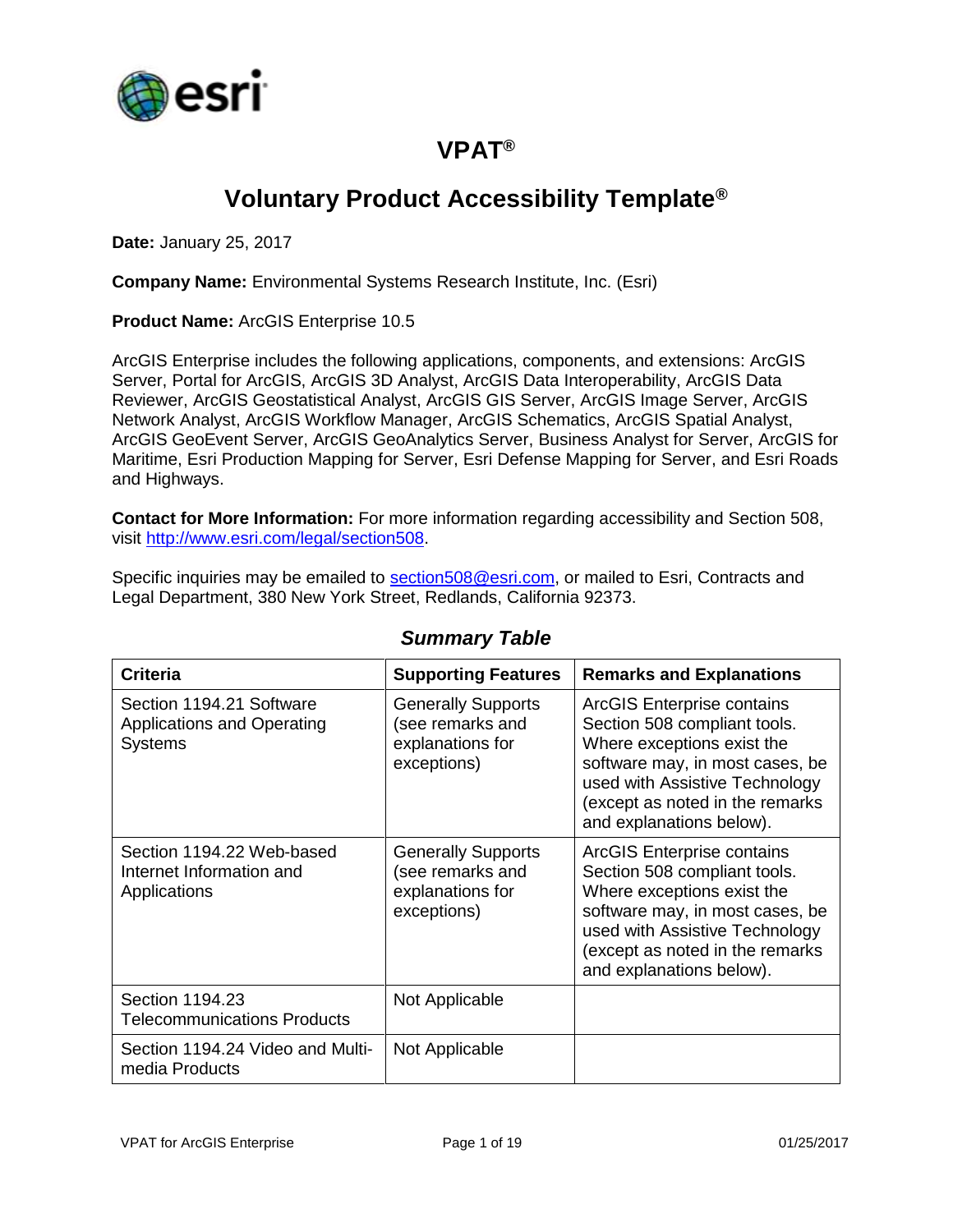# VPAT®

## Voluntary Product Accessibility Template®

**Date:** January 25, 2017

**Company Name:** Environmental Systems Research Institute, Inc. (Esri)

**Product Name:** ArcGIS Enterprise 10.5

ArcGIS Enterprise includes the following applications, components, and extensions: ArcGIS Server, Portal for ArcGIS, ArcGIS 3D Analyst, ArcGIS Data Interoperability, ArcGIS Data Reviewer, ArcGIS Geostatistical Analyst, ArcGIS GIS Server, ArcGIS Image Server, ArcGIS Network Analyst, ArcGIS Workflow Manager, ArcGIS Schematics, ArcGIS Spatial Analyst, ArcGIS GeoEvent Server, ArcGIS GeoAnalytics Server, Business Analyst for Server, ArcGIS for Maritime, Esri Production Mapping for Server, Esri Defense Mapping for Server, and Esri Roads and Highways.

**Contact for More Information:** For more information regarding accessibility and Section 508, visit http://www.esri.com/legal/section508.

Specific inquiries may be emailed to section508@esri.com, or mailed to Esri, Contracts and Legal Department, 380 New York Street, Redlands, California 92373.

### *Summary Table*

| Criteria | Supporting Features | Remarks and Explanations |
|---|---|---|
| Section 1194.21 Software Applications and Operating Systems | Generally Supports (see remarks and explanations for exceptions) | ArcGIS Enterprise contains Section 508 compliant tools. Where exceptions exist the software may, in most cases, be used with Assistive Technology (except as noted in the remarks and explanations below). |
| Section 1194.22 Web-based Internet Information and Applications | Generally Supports (see remarks and explanations for exceptions) | ArcGIS Enterprise contains Section 508 compliant tools. Where exceptions exist the software may, in most cases, be used with Assistive Technology (except as noted in the remarks and explanations below). |
| Section 1194.23 Telecommunications Products | Not Applicable | |
| Section 1194.24 Video and Multi-media Products | Not Applicable | |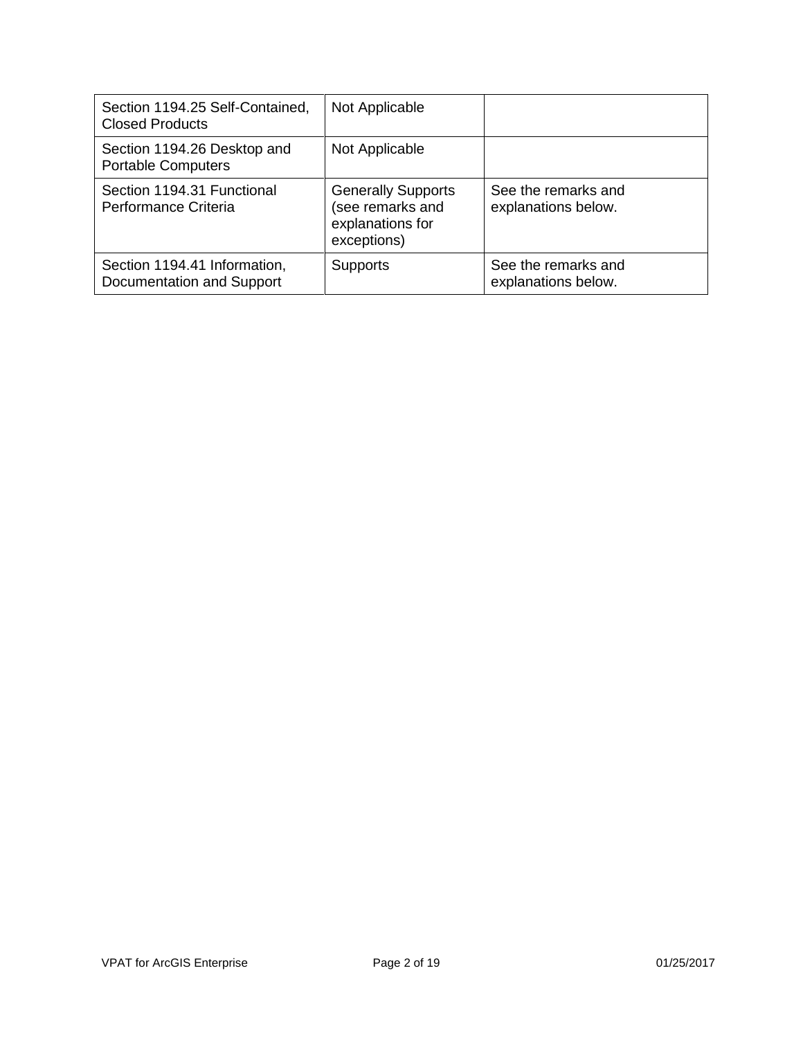| | | |
|---|---|---|
| Section 1194.25 Self-Contained, Closed Products | Not Applicable | |
| Section 1194.26 Desktop and Portable Computers | Not Applicable | |
| Section 1194.31 Functional Performance Criteria | Generally Supports (see remarks and explanations for exceptions) | See the remarks and explanations below. |
| Section 1194.41 Information, Documentation and Support | Supports | See the remarks and explanations below. |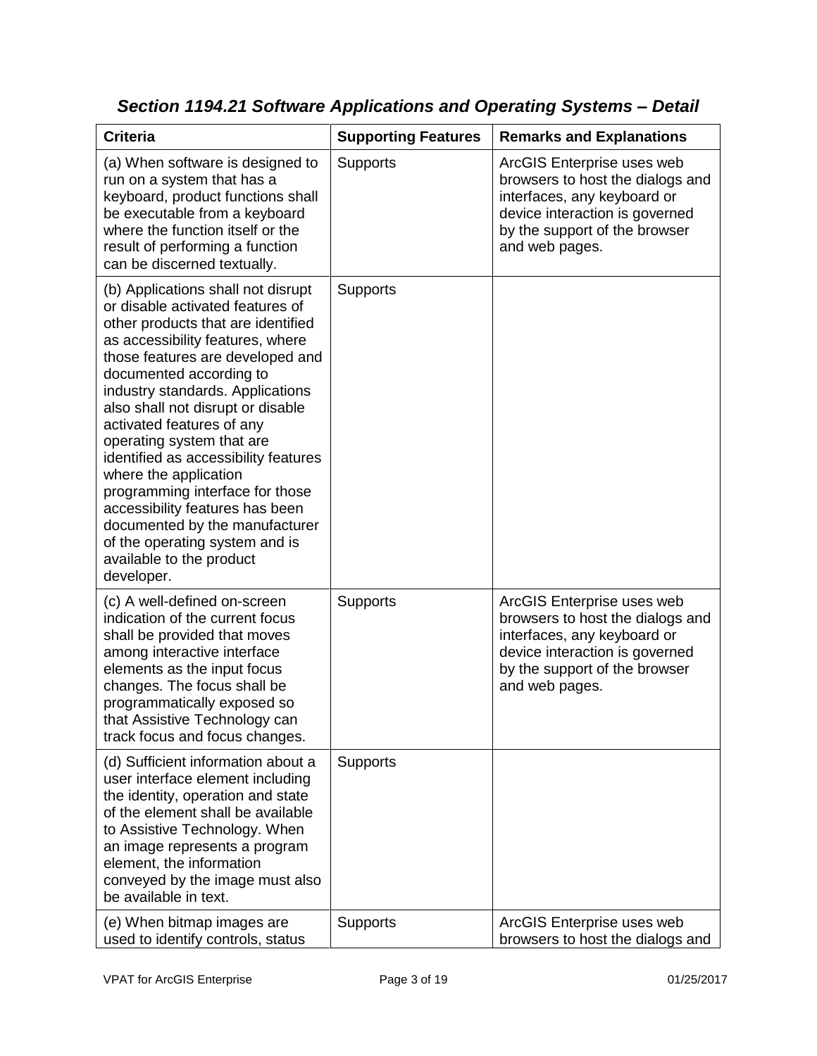### *Section 1194.21 Software Applications and Operating Systems – Detail*

| Criteria | Supporting Features | Remarks and Explanations |
|---|---|---|
| (a) When software is designed to run on a system that has a keyboard, product functions shall be executable from a keyboard where the function itself or the result of performing a function can be discerned textually. | Supports | ArcGIS Enterprise uses web browsers to host the dialogs and interfaces, any keyboard or device interaction is governed by the support of the browser and web pages. |
| (b) Applications shall not disrupt or disable activated features of other products that are identified as accessibility features, where those features are developed and documented according to industry standards. Applications also shall not disrupt or disable activated features of any operating system that are identified as accessibility features where the application programming interface for those accessibility features has been documented by the manufacturer of the operating system and is available to the product developer. | Supports | |
| (c) A well-defined on-screen indication of the current focus shall be provided that moves among interactive interface elements as the input focus changes. The focus shall be programmatically exposed so that Assistive Technology can track focus and focus changes. | Supports | ArcGIS Enterprise uses web browsers to host the dialogs and interfaces, any keyboard or device interaction is governed by the support of the browser and web pages. |
| (d) Sufficient information about a user interface element including the identity, operation and state of the element shall be available to Assistive Technology. When an image represents a program element, the information conveyed by the image must also be available in text. | Supports | |
| (e) When bitmap images are used to identify controls, status | Supports | ArcGIS Enterprise uses web browsers to host the dialogs and |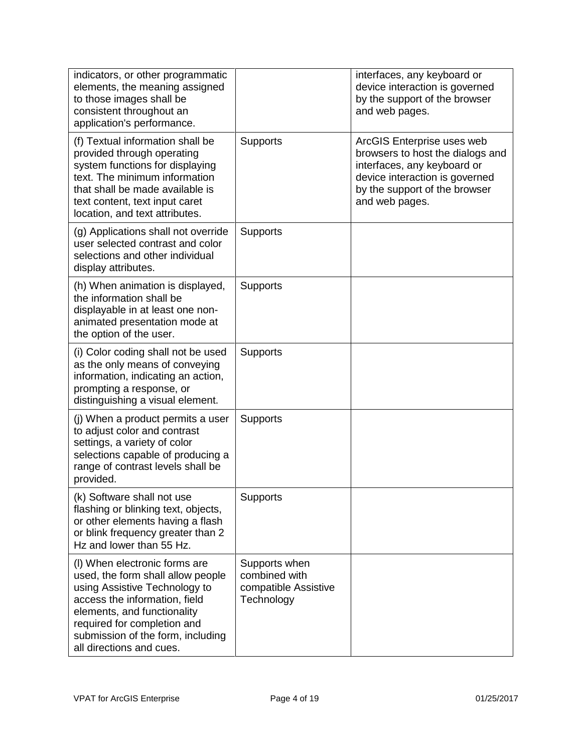| | | |
|---|---|---|
| indicators, or other programmatic elements, the meaning assigned to those images shall be consistent throughout an application's performance. | | interfaces, any keyboard or device interaction is governed by the support of the browser and web pages. |
| (f) Textual information shall be provided through operating system functions for displaying text. The minimum information that shall be made available is text content, text input caret location, and text attributes. | Supports | ArcGIS Enterprise uses web browsers to host the dialogs and interfaces, any keyboard or device interaction is governed by the support of the browser and web pages. |
| (g) Applications shall not override user selected contrast and color selections and other individual display attributes. | Supports | |
| (h) When animation is displayed, the information shall be displayable in at least one non-animated presentation mode at the option of the user. | Supports | |
| (i) Color coding shall not be used as the only means of conveying information, indicating an action, prompting a response, or distinguishing a visual element. | Supports | |
| (j) When a product permits a user to adjust color and contrast settings, a variety of color selections capable of producing a range of contrast levels shall be provided. | Supports | |
| (k) Software shall not use flashing or blinking text, objects, or other elements having a flash or blink frequency greater than 2 Hz and lower than 55 Hz. | Supports | |
| (l) When electronic forms are used, the form shall allow people using Assistive Technology to access the information, field elements, and functionality required for completion and submission of the form, including all directions and cues. | Supports when combined with compatible Assistive Technology | |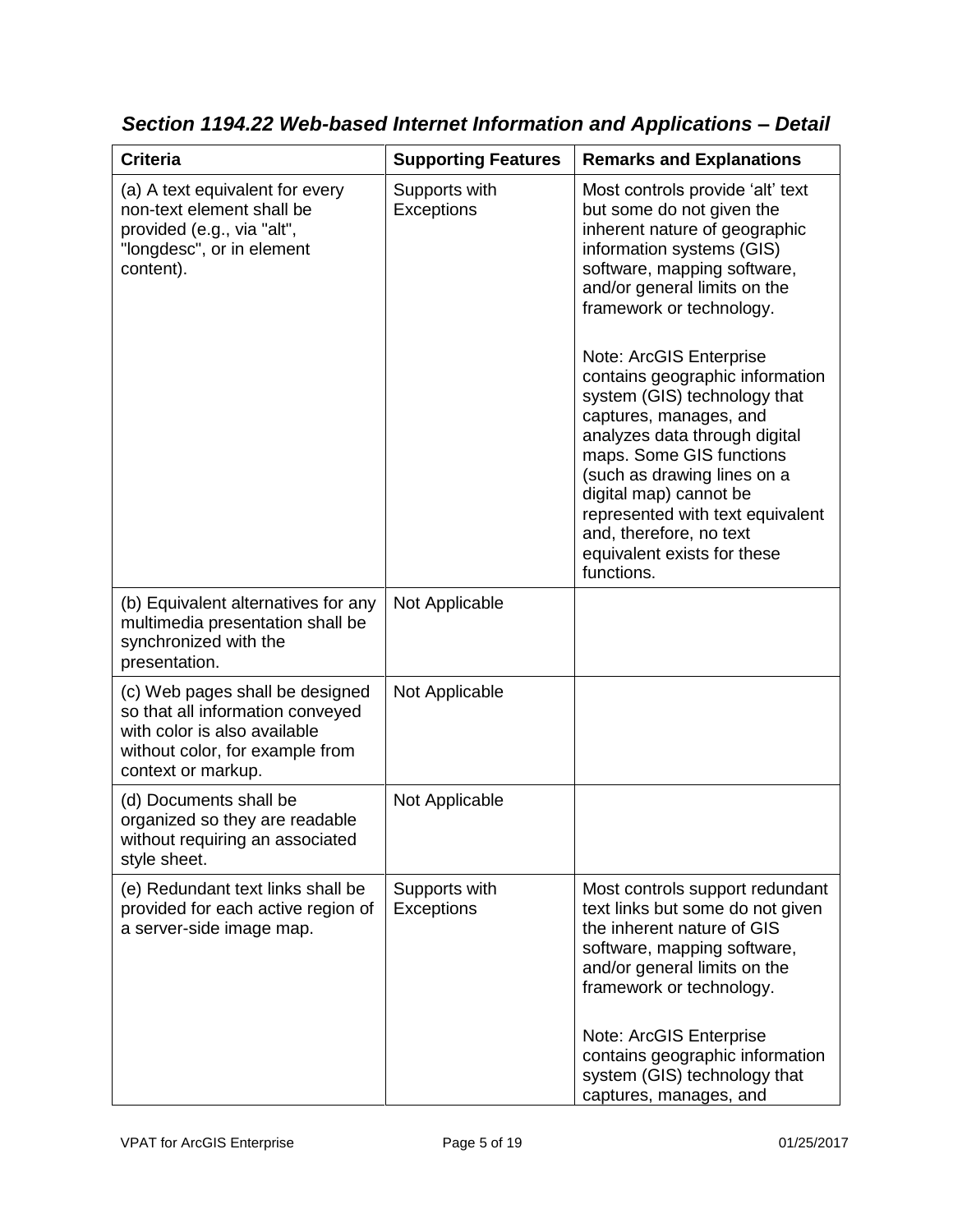### *Section 1194.22 Web-based Internet Information and Applications – Detail*

| Criteria | Supporting Features | Remarks and Explanations |
|---|---|---|
| (a) A text equivalent for every non-text element shall be provided (e.g., via "alt", "longdesc", or in element content). | Supports with Exceptions | Most controls provide 'alt' text but some do not given the inherent nature of geographic information systems (GIS) software, mapping software, and/or general limits on the framework or technology.<br><br>Note: ArcGIS Enterprise contains geographic information system (GIS) technology that captures, manages, and analyzes data through digital maps. Some GIS functions (such as drawing lines on a digital map) cannot be represented with text equivalent and, therefore, no text equivalent exists for these functions. |
| (b) Equivalent alternatives for any multimedia presentation shall be synchronized with the presentation. | Not Applicable | |
| (c) Web pages shall be designed so that all information conveyed with color is also available without color, for example from context or markup. | Not Applicable | |
| (d) Documents shall be organized so they are readable without requiring an associated style sheet. | Not Applicable | |
| (e) Redundant text links shall be provided for each active region of a server-side image map. | Supports with Exceptions | Most controls support redundant text links but some do not given the inherent nature of GIS software, mapping software, and/or general limits on the framework or technology.<br><br>Note: ArcGIS Enterprise contains geographic information system (GIS) technology that captures, manages, and |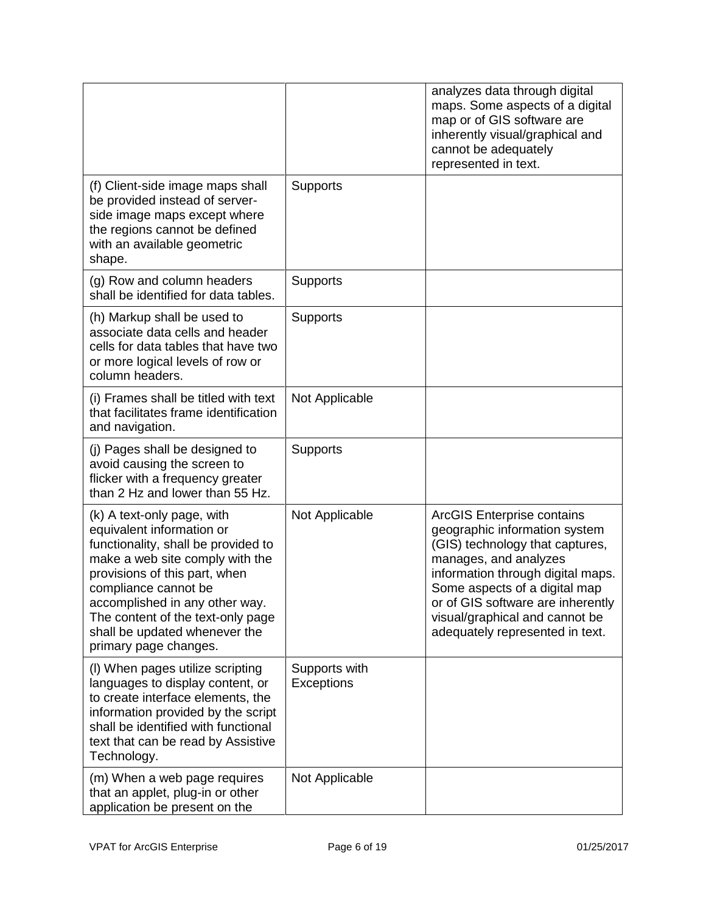| | | |
|---|---|---|
| | | analyzes data through digital maps. Some aspects of a digital map or of GIS software are inherently visual/graphical and cannot be adequately represented in text. |
| (f) Client-side image maps shall be provided instead of server-side image maps except where the regions cannot be defined with an available geometric shape. | Supports | |
| (g) Row and column headers shall be identified for data tables. | Supports | |
| (h) Markup shall be used to associate data cells and header cells for data tables that have two or more logical levels of row or column headers. | Supports | |
| (i) Frames shall be titled with text that facilitates frame identification and navigation. | Not Applicable | |
| (j) Pages shall be designed to avoid causing the screen to flicker with a frequency greater than 2 Hz and lower than 55 Hz. | Supports | |
| (k) A text-only page, with equivalent information or functionality, shall be provided to make a web site comply with the provisions of this part, when compliance cannot be accomplished in any other way. The content of the text-only page shall be updated whenever the primary page changes. | Not Applicable | ArcGIS Enterprise contains geographic information system (GIS) technology that captures, manages, and analyzes information through digital maps. Some aspects of a digital map or of GIS software are inherently visual/graphical and cannot be adequately represented in text. |
| (l) When pages utilize scripting languages to display content, or to create interface elements, the information provided by the script shall be identified with functional text that can be read by Assistive Technology. | Supports with Exceptions | |
| (m) When a web page requires that an applet, plug-in or other application be present on the | Not Applicable | |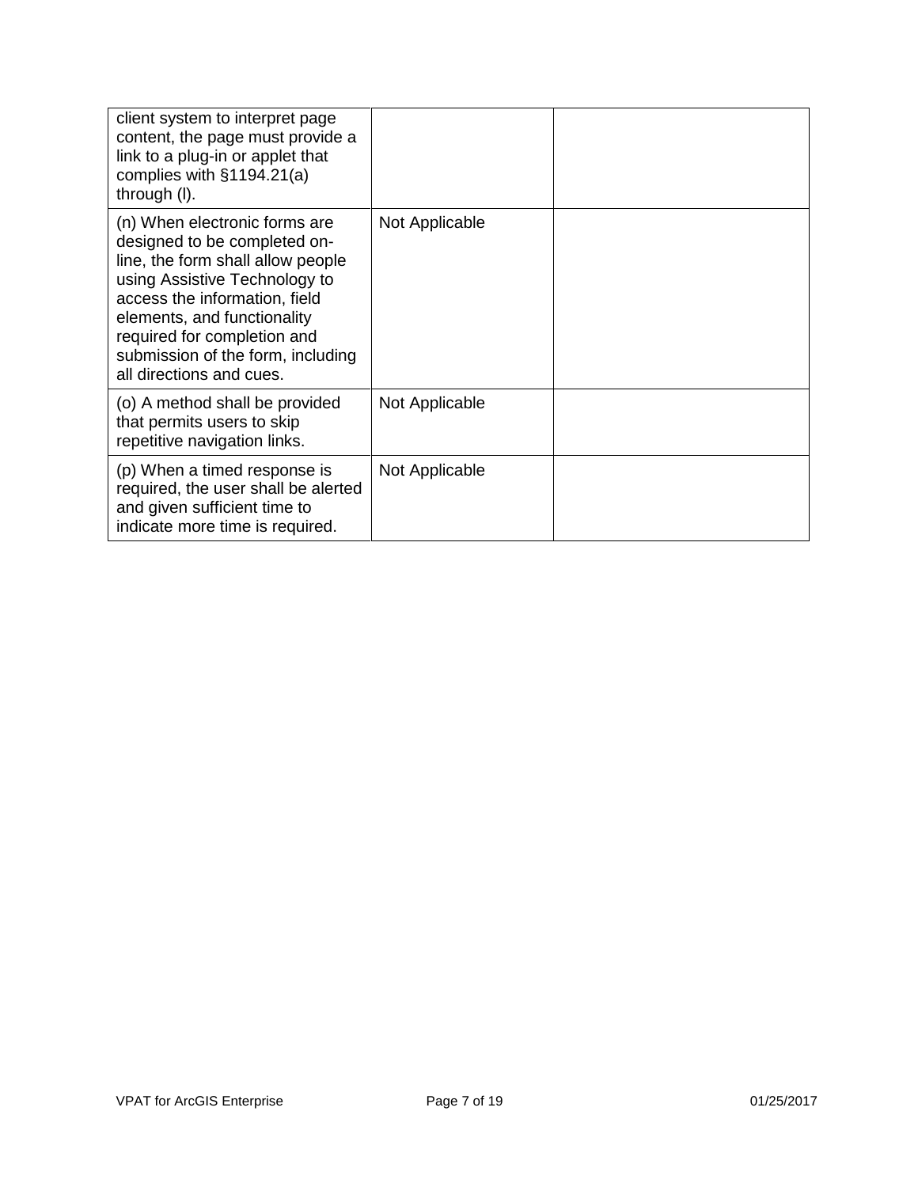| | | |
|---|---|---|
| client system to interpret page content, the page must provide a link to a plug-in or applet that complies with §1194.21(a) through (l). | | |
| (n) When electronic forms are designed to be completed on-line, the form shall allow people using Assistive Technology to access the information, field elements, and functionality required for completion and submission of the form, including all directions and cues. | Not Applicable | |
| (o) A method shall be provided that permits users to skip repetitive navigation links. | Not Applicable | |
| (p) When a timed response is required, the user shall be alerted and given sufficient time to indicate more time is required. | Not Applicable | |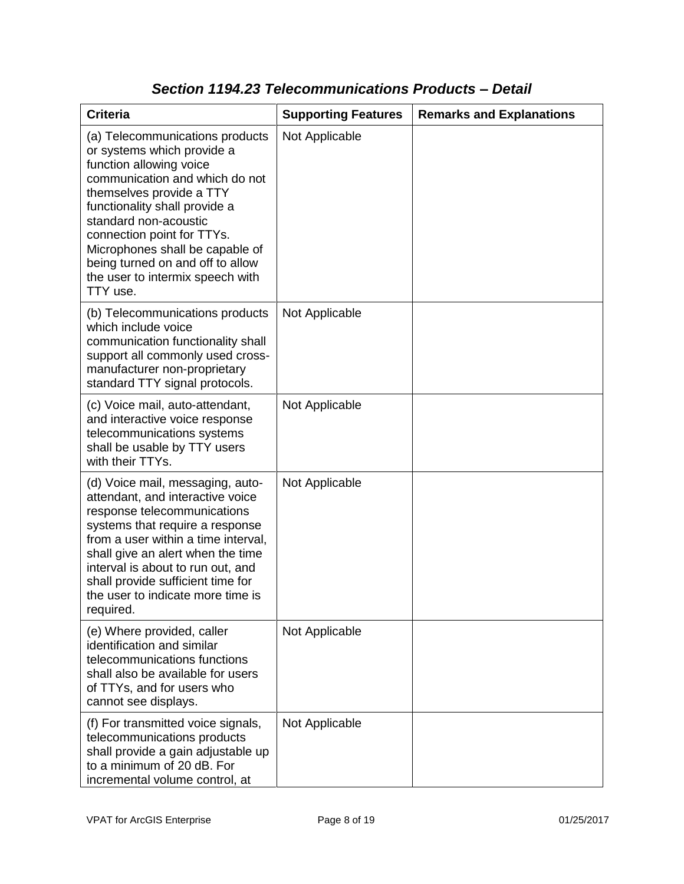### *Section 1194.23 Telecommunications Products – Detail*

| Criteria | Supporting Features | Remarks and Explanations |
|---|---|---|
| (a) Telecommunications products or systems which provide a function allowing voice communication and which do not themselves provide a TTY functionality shall provide a standard non-acoustic connection point for TTYs. Microphones shall be capable of being turned on and off to allow the user to intermix speech with TTY use. | Not Applicable | |
| (b) Telecommunications products which include voice communication functionality shall support all commonly used cross-manufacturer non-proprietary standard TTY signal protocols. | Not Applicable | |
| (c) Voice mail, auto-attendant, and interactive voice response telecommunications systems shall be usable by TTY users with their TTYs. | Not Applicable | |
| (d) Voice mail, messaging, auto-attendant, and interactive voice response telecommunications systems that require a response from a user within a time interval, shall give an alert when the time interval is about to run out, and shall provide sufficient time for the user to indicate more time is required. | Not Applicable | |
| (e) Where provided, caller identification and similar telecommunications functions shall also be available for users of TTYs, and for users who cannot see displays. | Not Applicable | |
| (f) For transmitted voice signals, telecommunications products shall provide a gain adjustable up to a minimum of 20 dB. For incremental volume control, at | Not Applicable | |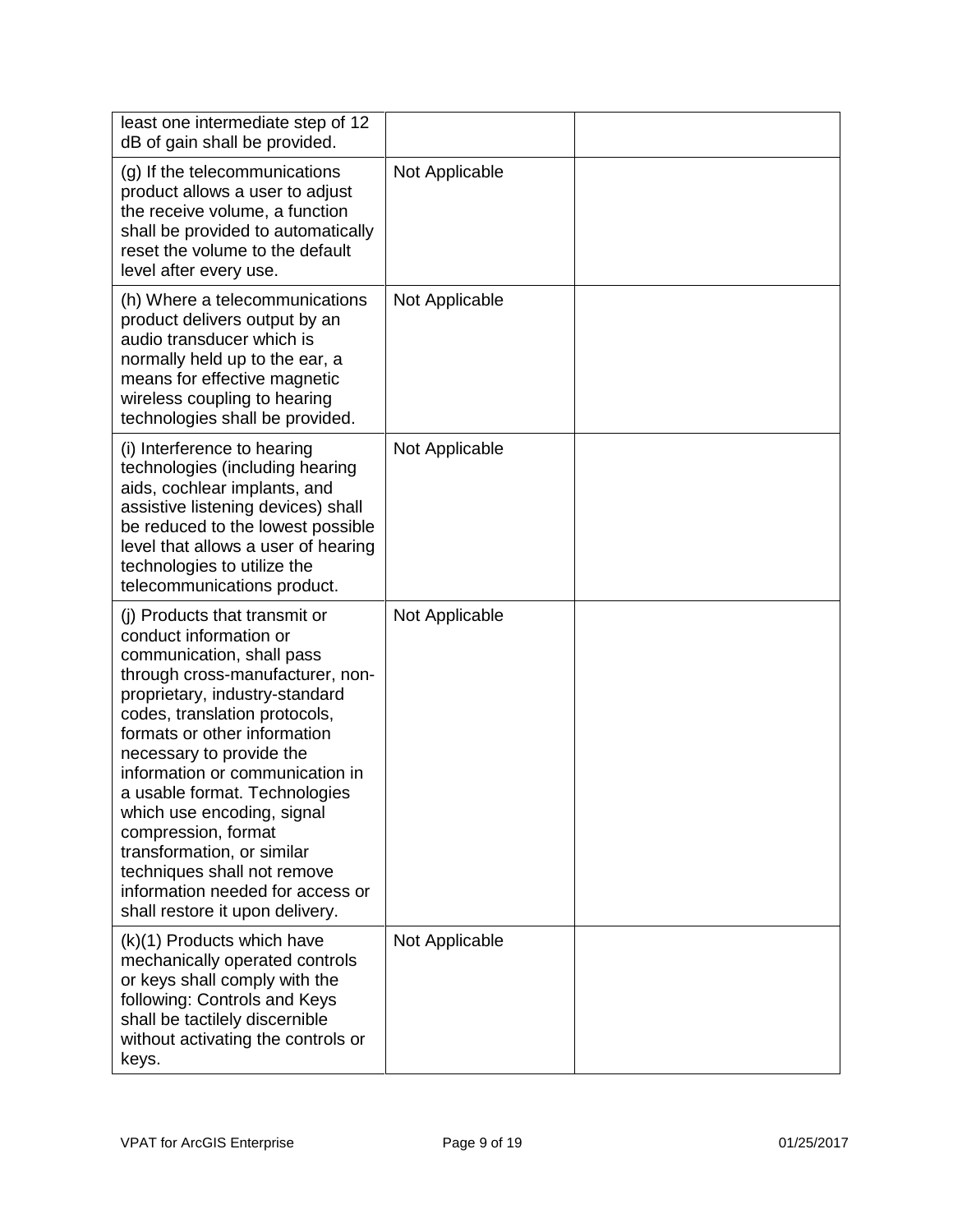| | | |
|---|---|---|
| least one intermediate step of 12 dB of gain shall be provided. | | |
| (g) If the telecommunications product allows a user to adjust the receive volume, a function shall be provided to automatically reset the volume to the default level after every use. | Not Applicable | |
| (h) Where a telecommunications product delivers output by an audio transducer which is normally held up to the ear, a means for effective magnetic wireless coupling to hearing technologies shall be provided. | Not Applicable | |
| (i) Interference to hearing technologies (including hearing aids, cochlear implants, and assistive listening devices) shall be reduced to the lowest possible level that allows a user of hearing technologies to utilize the telecommunications product. | Not Applicable | |
| (j) Products that transmit or conduct information or communication, shall pass through cross-manufacturer, non-proprietary, industry-standard codes, translation protocols, formats or other information necessary to provide the information or communication in a usable format. Technologies which use encoding, signal compression, format transformation, or similar techniques shall not remove information needed for access or shall restore it upon delivery. | Not Applicable | |
| (k)(1) Products which have mechanically operated controls or keys shall comply with the following: Controls and Keys shall be tactilely discernible without activating the controls or keys. | Not Applicable | |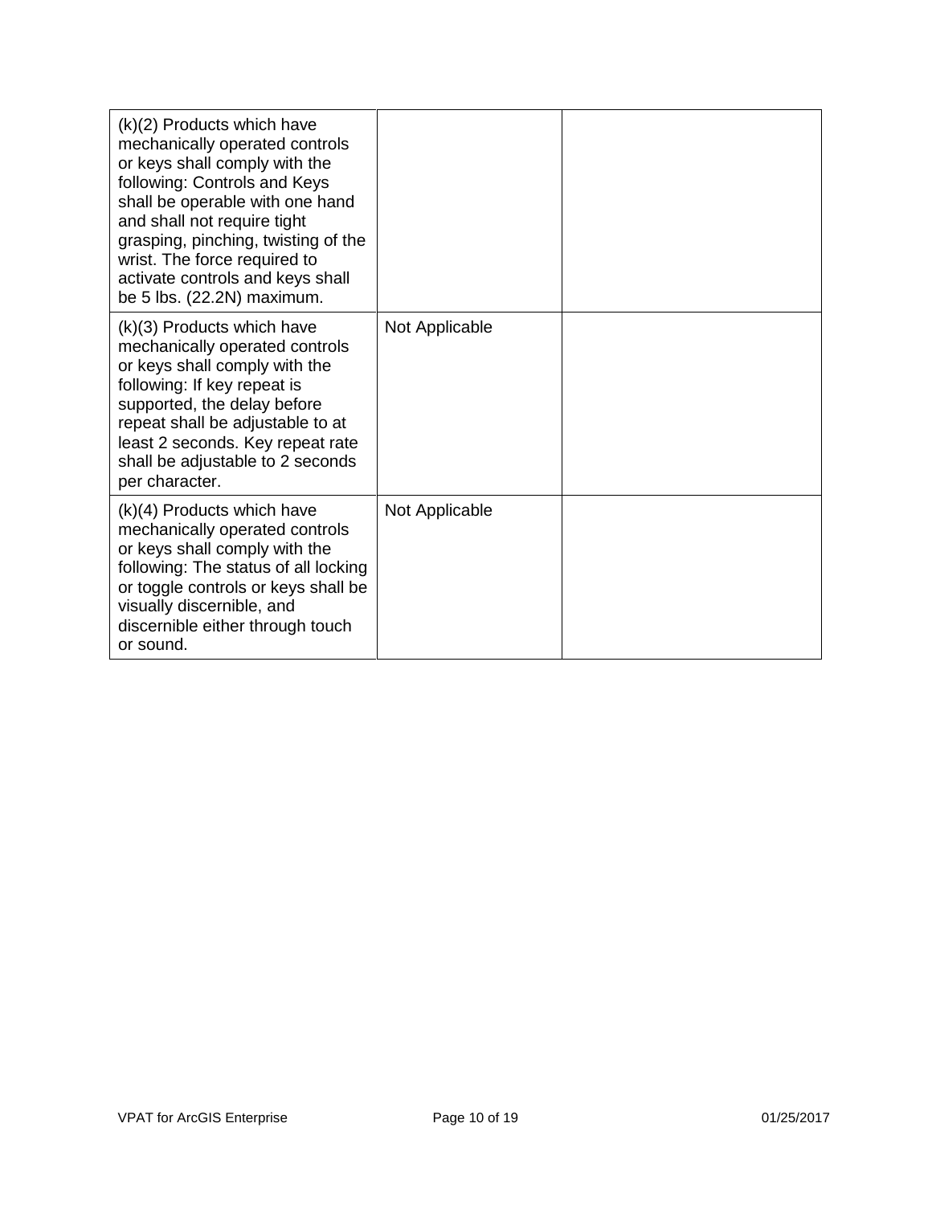| | | |
|---|---|---|
| (k)(2) Products which have mechanically operated controls or keys shall comply with the following: Controls and Keys shall be operable with one hand and shall not require tight grasping, pinching, twisting of the wrist. The force required to activate controls and keys shall be 5 lbs. (22.2N) maximum. | | |
| (k)(3) Products which have mechanically operated controls or keys shall comply with the following: If key repeat is supported, the delay before repeat shall be adjustable to at least 2 seconds. Key repeat rate shall be adjustable to 2 seconds per character. | Not Applicable | |
| (k)(4) Products which have mechanically operated controls or keys shall comply with the following: The status of all locking or toggle controls or keys shall be visually discernible, and discernible either through touch or sound. | Not Applicable | |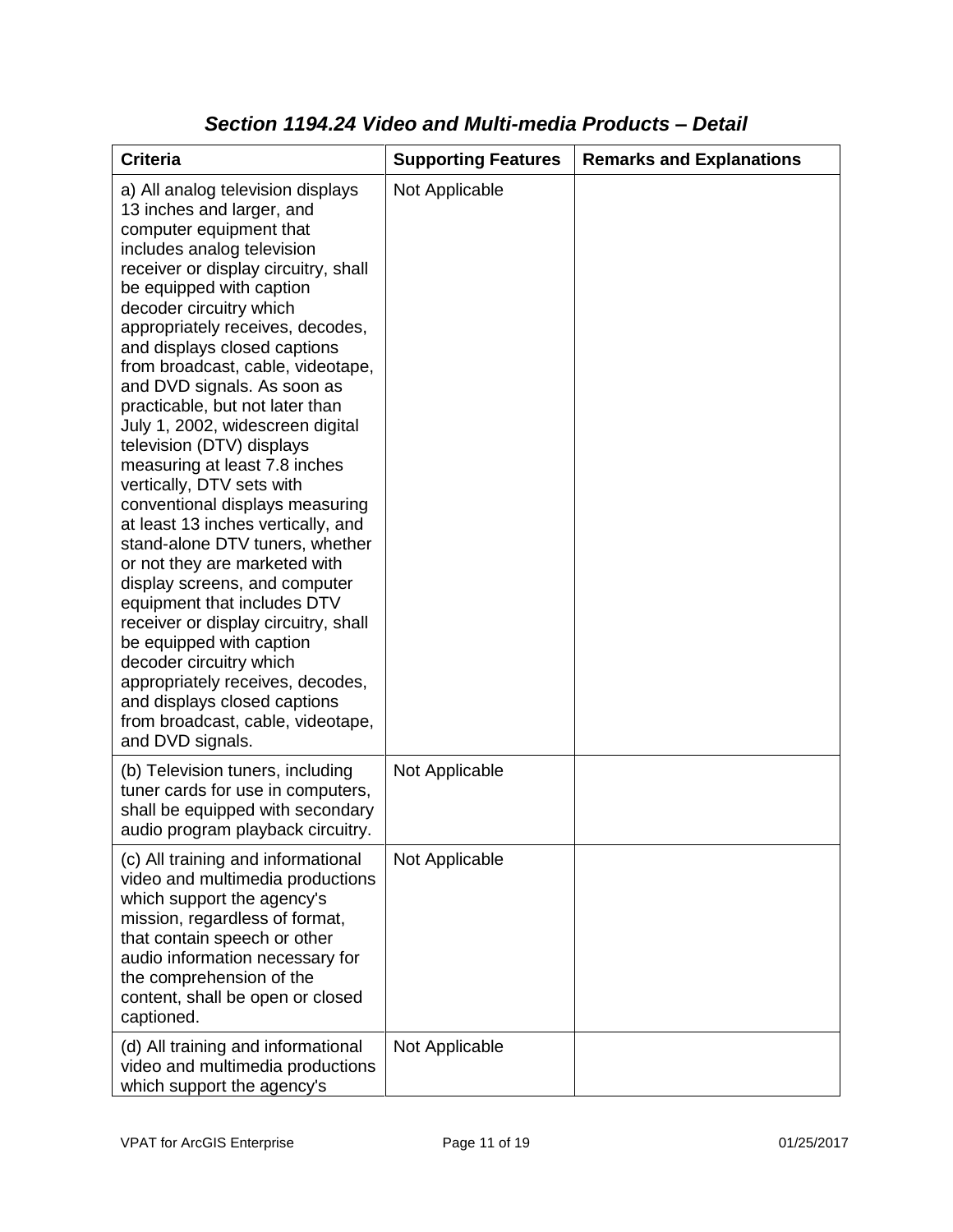### *Section 1194.24 Video and Multi-media Products – Detail*

| Criteria | Supporting Features | Remarks and Explanations |
|---|---|---|
| a) All analog television displays 13 inches and larger, and computer equipment that includes analog television receiver or display circuitry, shall be equipped with caption decoder circuitry which appropriately receives, decodes, and displays closed captions from broadcast, cable, videotape, and DVD signals. As soon as practicable, but not later than July 1, 2002, widescreen digital television (DTV) displays measuring at least 7.8 inches vertically, DTV sets with conventional displays measuring at least 13 inches vertically, and stand-alone DTV tuners, whether or not they are marketed with display screens, and computer equipment that includes DTV receiver or display circuitry, shall be equipped with caption decoder circuitry which appropriately receives, decodes, and displays closed captions from broadcast, cable, videotape, and DVD signals. | Not Applicable | |
| (b) Television tuners, including tuner cards for use in computers, shall be equipped with secondary audio program playback circuitry. | Not Applicable | |
| (c) All training and informational video and multimedia productions which support the agency's mission, regardless of format, that contain speech or other audio information necessary for the comprehension of the content, shall be open or closed captioned. | Not Applicable | |
| (d) All training and informational video and multimedia productions which support the agency's | Not Applicable | |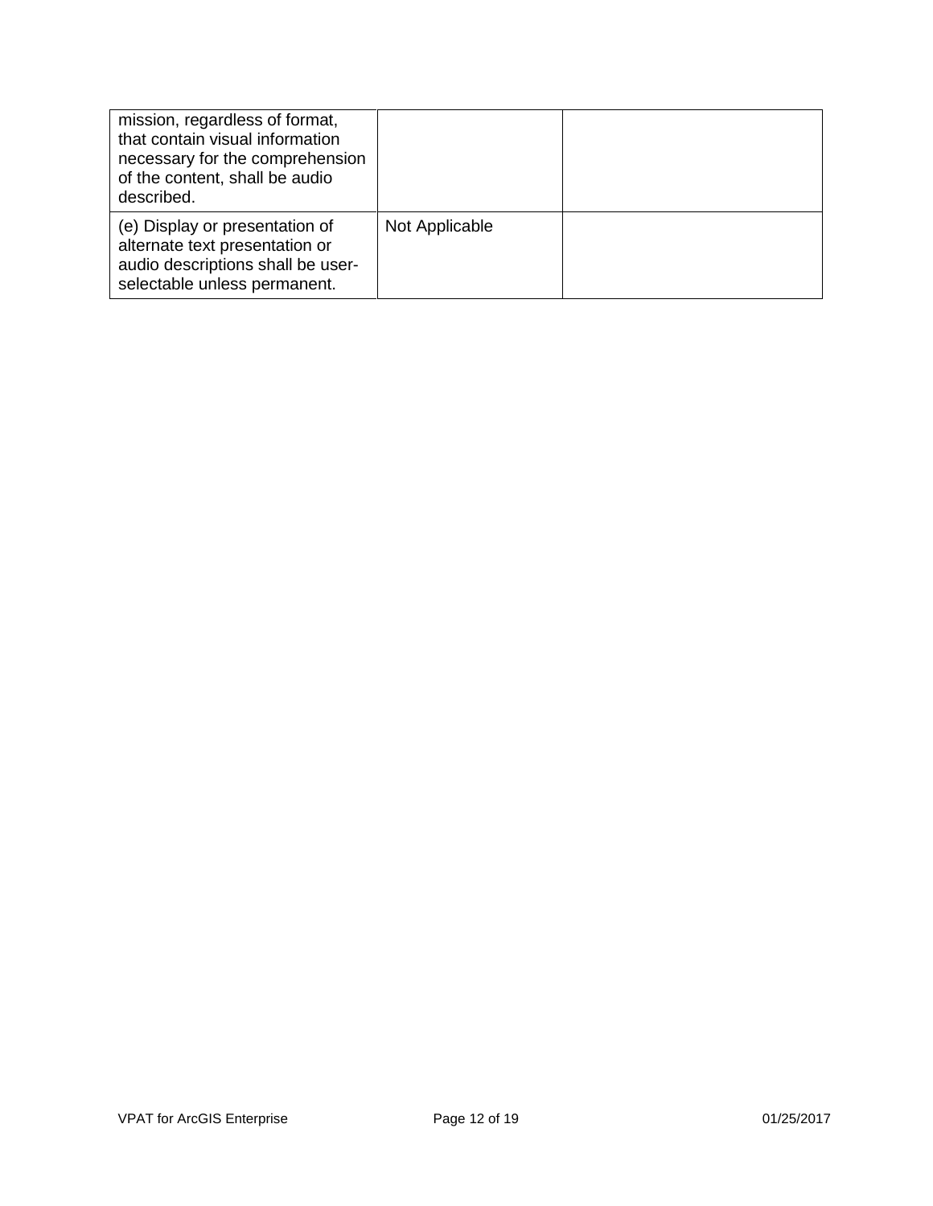| | | |
|---|---|---|
| mission, regardless of format, that contain visual information necessary for the comprehension of the content, shall be audio described. | | |
| (e) Display or presentation of alternate text presentation or audio descriptions shall be user-selectable unless permanent. | Not Applicable | |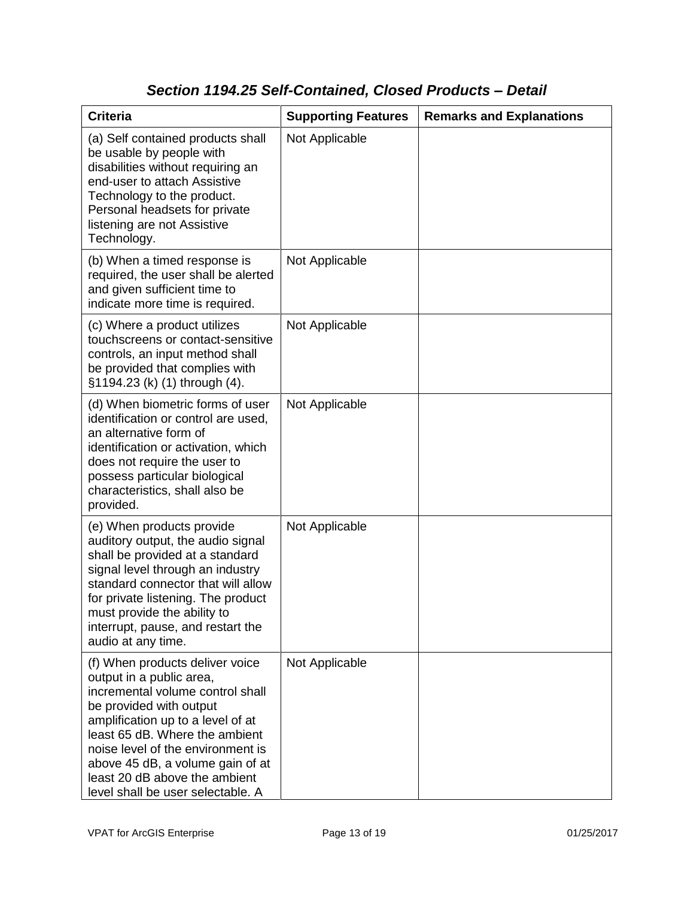## *Section 1194.25 Self-Contained, Closed Products – Detail*

| Criteria | Supporting Features | Remarks and Explanations |
|---|---|---|
| (a) Self contained products shall be usable by people with disabilities without requiring an end-user to attach Assistive Technology to the product. Personal headsets for private listening are not Assistive Technology. | Not Applicable | |
| (b) When a timed response is required, the user shall be alerted and given sufficient time to indicate more time is required. | Not Applicable | |
| (c) Where a product utilizes touchscreens or contact-sensitive controls, an input method shall be provided that complies with §1194.23 (k) (1) through (4). | Not Applicable | |
| (d) When biometric forms of user identification or control are used, an alternative form of identification or activation, which does not require the user to possess particular biological characteristics, shall also be provided. | Not Applicable | |
| (e) When products provide auditory output, the audio signal shall be provided at a standard signal level through an industry standard connector that will allow for private listening. The product must provide the ability to interrupt, pause, and restart the audio at any time. | Not Applicable | |
| (f) When products deliver voice output in a public area, incremental volume control shall be provided with output amplification up to a level of at least 65 dB. Where the ambient noise level of the environment is above 45 dB, a volume gain of at least 20 dB above the ambient level shall be user selectable. A | Not Applicable | |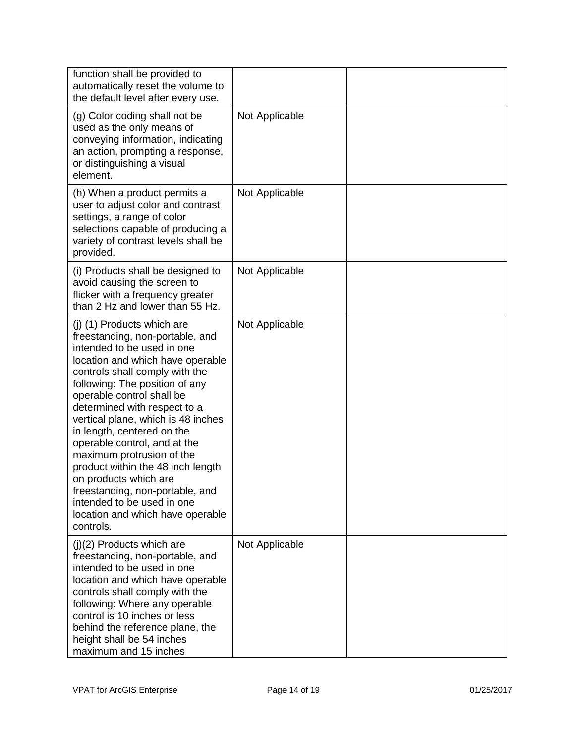| | | |
|---|---|---|
| function shall be provided to automatically reset the volume to the default level after every use. | | |
| (g) Color coding shall not be used as the only means of conveying information, indicating an action, prompting a response, or distinguishing a visual element. | Not Applicable | |
| (h) When a product permits a user to adjust color and contrast settings, a range of color selections capable of producing a variety of contrast levels shall be provided. | Not Applicable | |
| (i) Products shall be designed to avoid causing the screen to flicker with a frequency greater than 2 Hz and lower than 55 Hz. | Not Applicable | |
| (j) (1) Products which are freestanding, non-portable, and intended to be used in one location and which have operable controls shall comply with the following: The position of any operable control shall be determined with respect to a vertical plane, which is 48 inches in length, centered on the operable control, and at the maximum protrusion of the product within the 48 inch length on products which are freestanding, non-portable, and intended to be used in one location and which have operable controls. | Not Applicable | |
| (j)(2) Products which are freestanding, non-portable, and intended to be used in one location and which have operable controls shall comply with the following: Where any operable control is 10 inches or less behind the reference plane, the height shall be 54 inches maximum and 15 inches | Not Applicable | |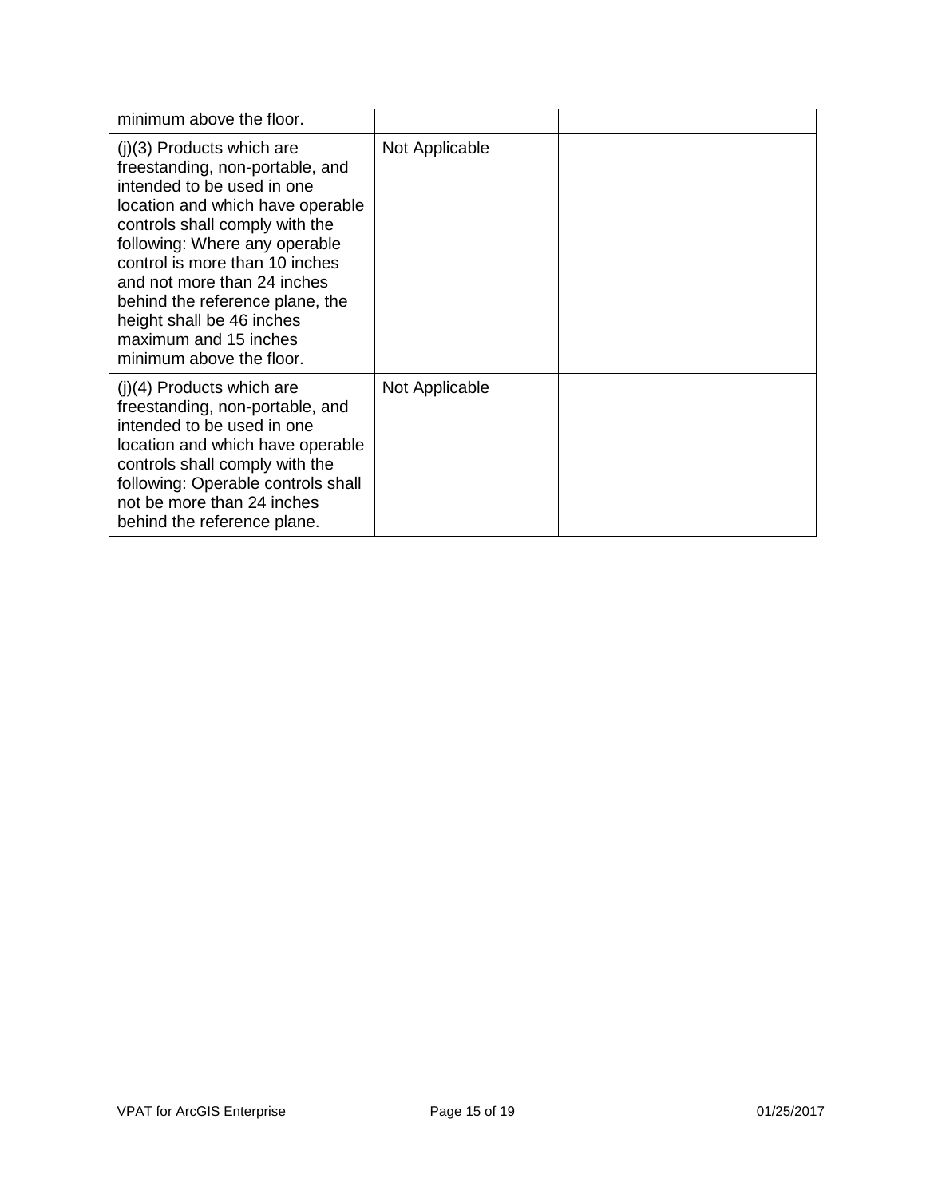| | | |
|---|---|---|
| minimum above the floor. | | |
| (j)(3) Products which are freestanding, non-portable, and intended to be used in one location and which have operable controls shall comply with the following: Where any operable control is more than 10 inches and not more than 24 inches behind the reference plane, the height shall be 46 inches maximum and 15 inches minimum above the floor. | Not Applicable | |
| (j)(4) Products which are freestanding, non-portable, and intended to be used in one location and which have operable controls shall comply with the following: Operable controls shall not be more than 24 inches behind the reference plane. | Not Applicable | |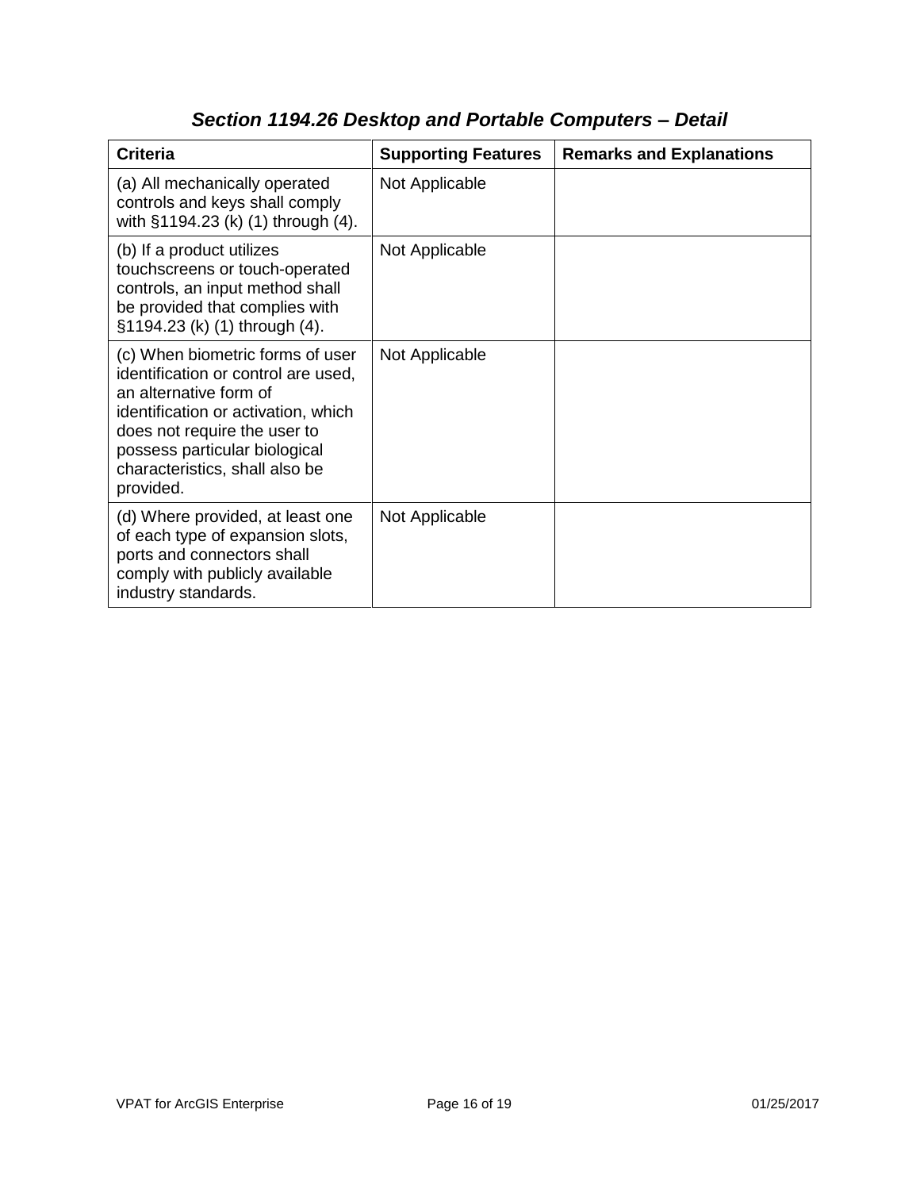### *Section 1194.26 Desktop and Portable Computers – Detail*

| Criteria | Supporting Features | Remarks and Explanations |
| --- | --- | --- |
| (a) All mechanically operated controls and keys shall comply with §1194.23 (k) (1) through (4). | Not Applicable | |
| (b) If a product utilizes touchscreens or touch-operated controls, an input method shall be provided that complies with §1194.23 (k) (1) through (4). | Not Applicable | |
| (c) When biometric forms of user identification or control are used, an alternative form of identification or activation, which does not require the user to possess particular biological characteristics, shall also be provided. | Not Applicable | |
| (d) Where provided, at least one of each type of expansion slots, ports and connectors shall comply with publicly available industry standards. | Not Applicable | |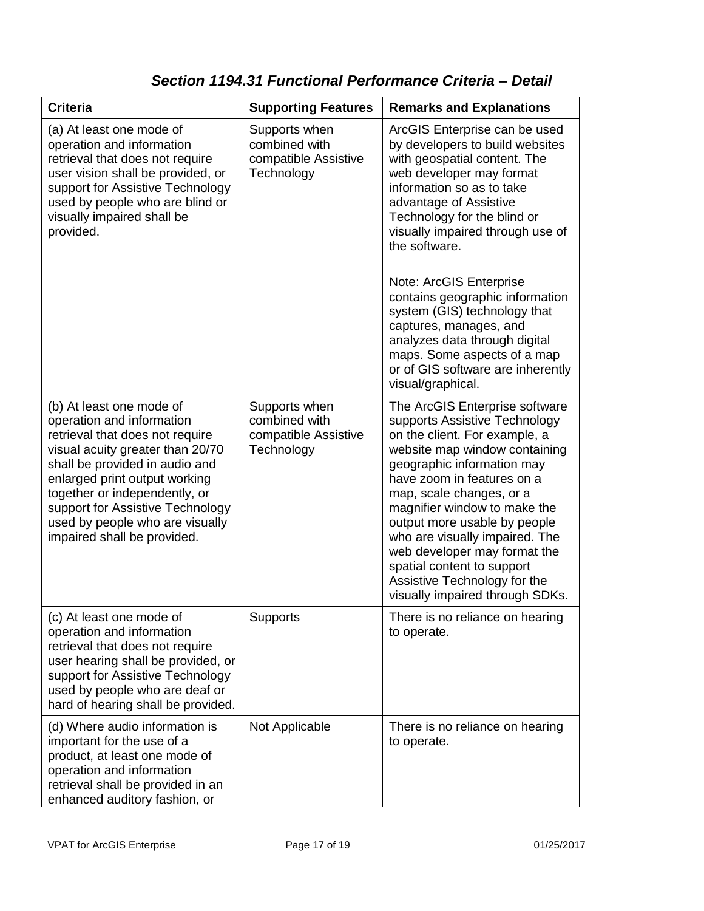## *Section 1194.31 Functional Performance Criteria – Detail*

| Criteria | Supporting Features | Remarks and Explanations |
|---|---|---|
| (a) At least one mode of operation and information retrieval that does not require user vision shall be provided, or support for Assistive Technology used by people who are blind or visually impaired shall be provided. | Supports when combined with compatible Assistive Technology | ArcGIS Enterprise can be used by developers to build websites with geospatial content. The web developer may format information so as to take advantage of Assistive Technology for the blind or visually impaired through use of the software.<br><br>Note: ArcGIS Enterprise contains geographic information system (GIS) technology that captures, manages, and analyzes data through digital maps. Some aspects of a map or of GIS software are inherently visual/graphical. |
| (b) At least one mode of operation and information retrieval that does not require visual acuity greater than 20/70 shall be provided in audio and enlarged print output working together or independently, or support for Assistive Technology used by people who are visually impaired shall be provided. | Supports when combined with compatible Assistive Technology | The ArcGIS Enterprise software supports Assistive Technology on the client. For example, a website map window containing geographic information may have zoom in features on a map, scale changes, or a magnifier window to make the output more usable by people who are visually impaired. The web developer may format the spatial content to support Assistive Technology for the visually impaired through SDKs. |
| (c) At least one mode of operation and information retrieval that does not require user hearing shall be provided, or support for Assistive Technology used by people who are deaf or hard of hearing shall be provided. | Supports | There is no reliance on hearing to operate. |
| (d) Where audio information is important for the use of a product, at least one mode of operation and information retrieval shall be provided in an enhanced auditory fashion, or | Not Applicable | There is no reliance on hearing to operate. |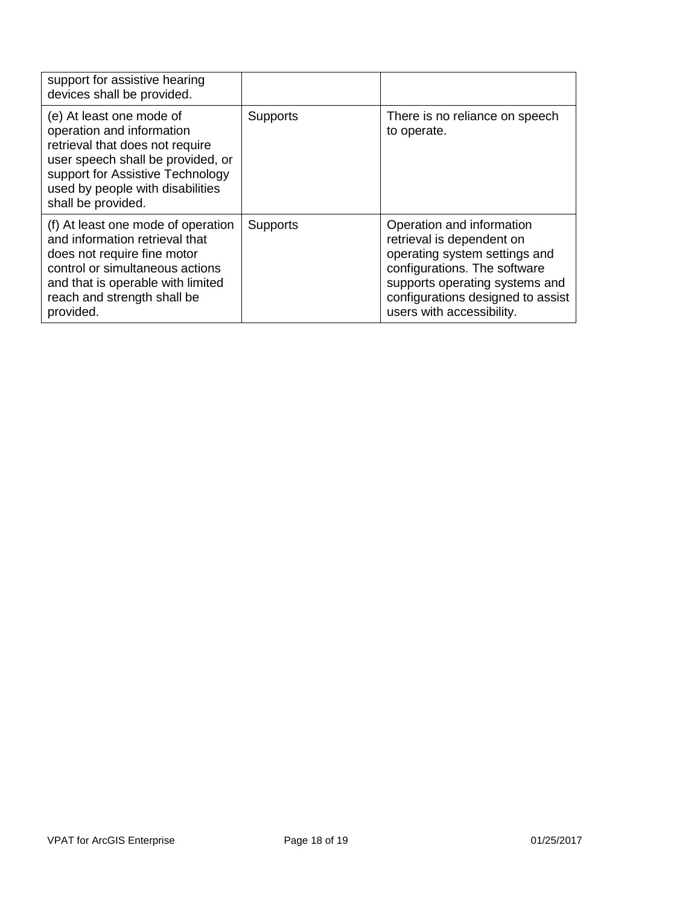| | | |
|---|---|---|
| support for assistive hearing devices shall be provided. | | |
| (e) At least one mode of operation and information retrieval that does not require user speech shall be provided, or support for Assistive Technology used by people with disabilities shall be provided. | Supports | There is no reliance on speech to operate. |
| (f) At least one mode of operation and information retrieval that does not require fine motor control or simultaneous actions and that is operable with limited reach and strength shall be provided. | Supports | Operation and information retrieval is dependent on operating system settings and configurations. The software supports operating systems and configurations designed to assist users with accessibility. |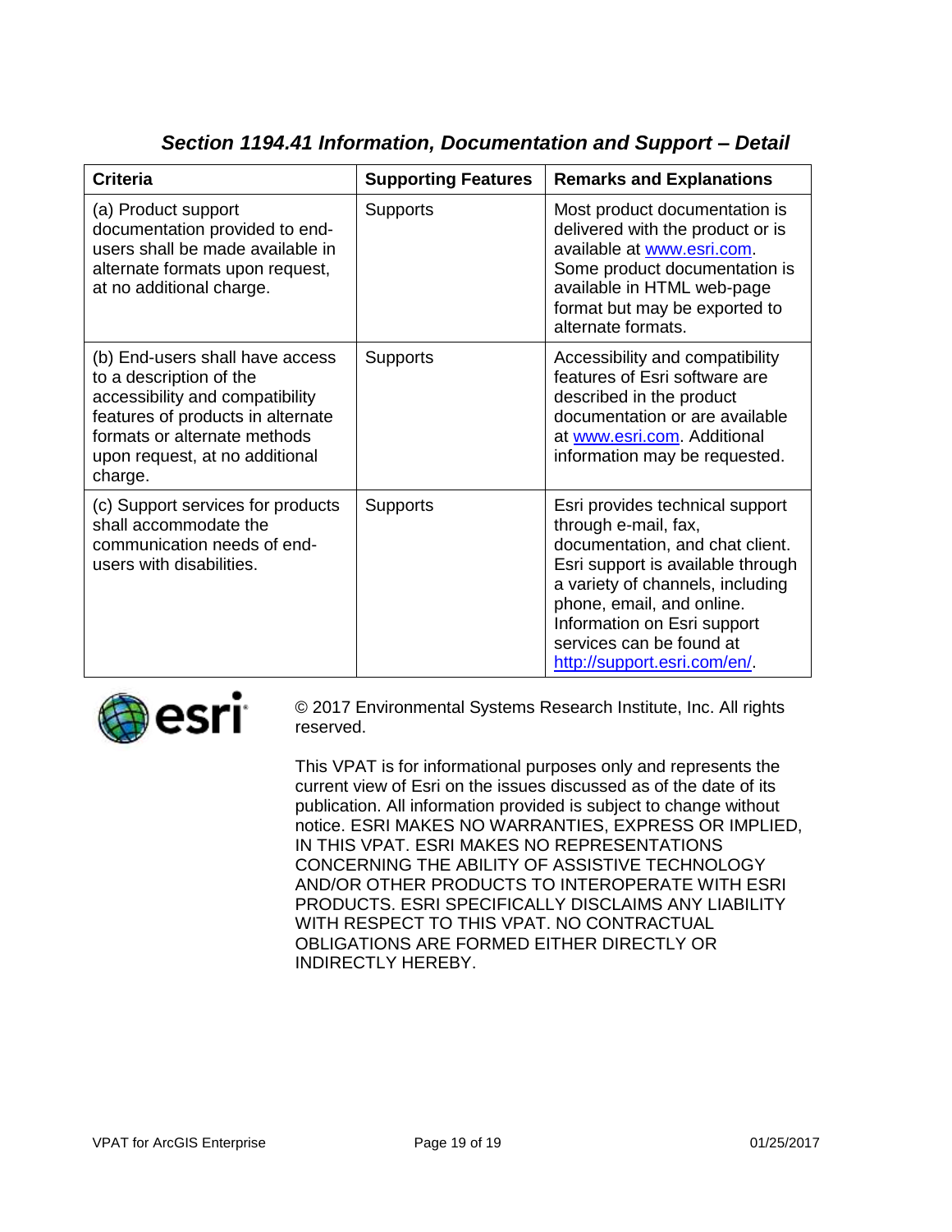### *Section 1194.41 Information, Documentation and Support – Detail*

| Criteria | Supporting Features | Remarks and Explanations |
| --- | --- | --- |
| (a) Product support documentation provided to end-users shall be made available in alternate formats upon request, at no additional charge. | Supports | Most product documentation is delivered with the product or is available at www.esri.com. Some product documentation is available in HTML web-page format but may be exported to alternate formats. |
| (b) End-users shall have access to a description of the accessibility and compatibility features of products in alternate formats or alternate methods upon request, at no additional charge. | Supports | Accessibility and compatibility features of Esri software are described in the product documentation or are available at www.esri.com. Additional information may be requested. |
| (c) Support services for products shall accommodate the communication needs of end-users with disabilities. | Supports | Esri provides technical support through e-mail, fax, documentation, and chat client. Esri support is available through a variety of channels, including phone, email, and online. Information on Esri support services can be found at http://support.esri.com/en/. |

esri

© 2017 Environmental Systems Research Institute, Inc. All rights reserved.

This VPAT is for informational purposes only and represents the current view of Esri on the issues discussed as of the date of its publication. All information provided is subject to change without notice. ESRI MAKES NO WARRANTIES, EXPRESS OR IMPLIED, IN THIS VPAT. ESRI MAKES NO REPRESENTATIONS CONCERNING THE ABILITY OF ASSISTIVE TECHNOLOGY AND/OR OTHER PRODUCTS TO INTEROPERATE WITH ESRI PRODUCTS. ESRI SPECIFICALLY DISCLAIMS ANY LIABILITY WITH RESPECT TO THIS VPAT. NO CONTRACTUAL OBLIGATIONS ARE FORMED EITHER DIRECTLY OR INDIRECTLY HEREBY.